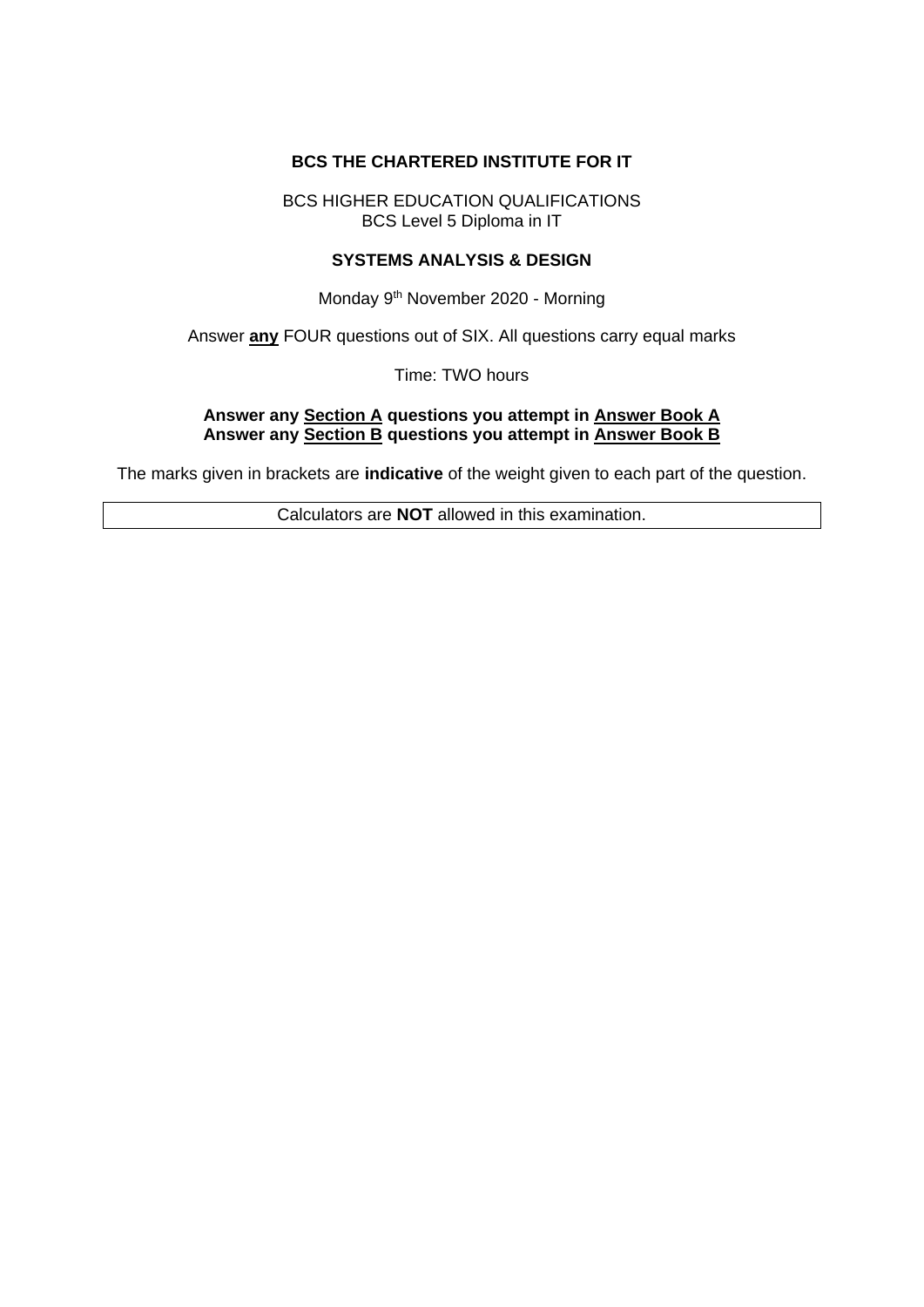**BCS THE CHARTERED INSTITUTE FOR IT**

BCS HIGHER EDUCATION QUALIFICATIONS
BCS Level 5 Diploma in IT

**SYSTEMS ANALYSIS & DESIGN**

Monday 9th November 2020 - Morning

Answer **any** FOUR questions out of SIX. All questions carry equal marks

Time: TWO hours

**Answer any Section A questions you attempt in Answer Book A**
**Answer any Section B questions you attempt in Answer Book B**

The marks given in brackets are **indicative** of the weight given to each part of the question.

Calculators are **NOT** allowed in this examination.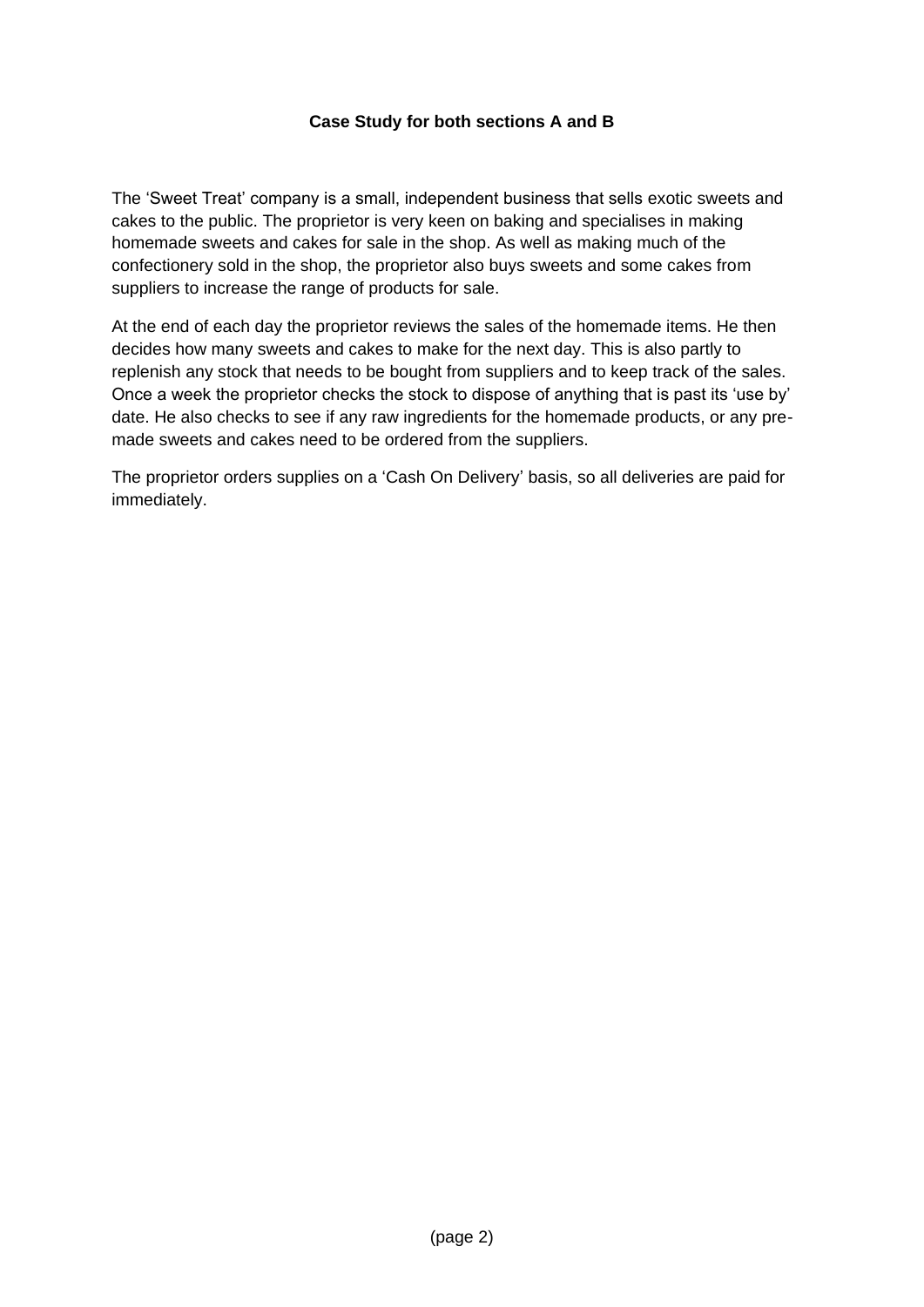**Case Study for both sections A and B**

The 'Sweet Treat' company is a small, independent business that sells exotic sweets and cakes to the public. The proprietor is very keen on baking and specialises in making homemade sweets and cakes for sale in the shop. As well as making much of the confectionery sold in the shop, the proprietor also buys sweets and some cakes from suppliers to increase the range of products for sale.

At the end of each day the proprietor reviews the sales of the homemade items. He then decides how many sweets and cakes to make for the next day. This is also partly to replenish any stock that needs to be bought from suppliers and to keep track of the sales. Once a week the proprietor checks the stock to dispose of anything that is past its 'use by' date. He also checks to see if any raw ingredients for the homemade products, or any pre-made sweets and cakes need to be ordered from the suppliers.

The proprietor orders supplies on a 'Cash On Delivery' basis, so all deliveries are paid for immediately.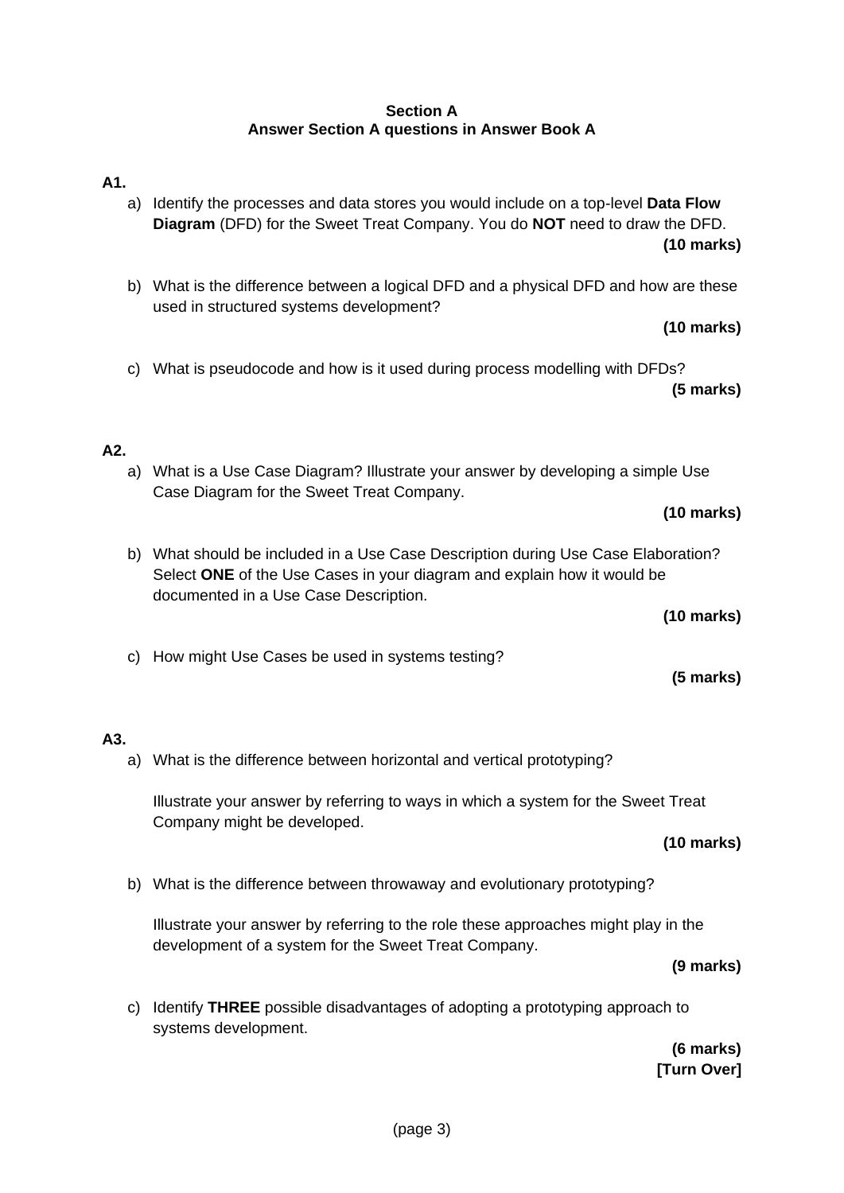**Section A**
**Answer Section A questions in Answer Book A**

**A1.**

a) Identify the processes and data stores you would include on a top-level **Data Flow Diagram** (DFD) for the Sweet Treat Company. You do **NOT** need to draw the DFD.
**(10 marks)**

b) What is the difference between a logical DFD and a physical DFD and how are these used in structured systems development?
**(10 marks)**

c) What is pseudocode and how is it used during process modelling with DFDs?
**(5 marks)**

**A2.**

a) What is a Use Case Diagram? Illustrate your answer by developing a simple Use Case Diagram for the Sweet Treat Company.
**(10 marks)**

b) What should be included in a Use Case Description during Use Case Elaboration? Select **ONE** of the Use Cases in your diagram and explain how it would be documented in a Use Case Description.
**(10 marks)**

c) How might Use Cases be used in systems testing?
**(5 marks)**

**A3.**

a) What is the difference between horizontal and vertical prototyping?

Illustrate your answer by referring to ways in which a system for the Sweet Treat Company might be developed.
**(10 marks)**

b) What is the difference between throwaway and evolutionary prototyping?

Illustrate your answer by referring to the role these approaches might play in the development of a system for the Sweet Treat Company.
**(9 marks)**

c) Identify **THREE** possible disadvantages of adopting a prototyping approach to systems development.
**(6 marks)**
**[Turn Over]**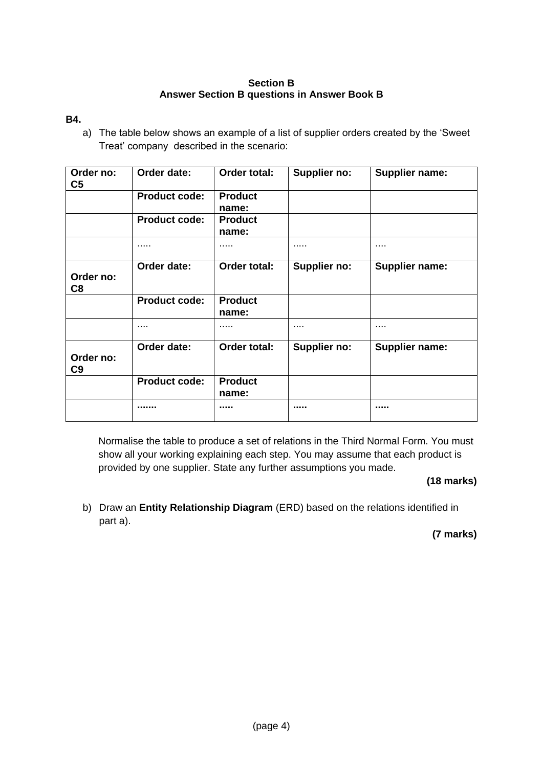**Section B**
**Answer Section B questions in Answer Book B**

**B4.**

a) The table below shows an example of a list of supplier orders created by the 'Sweet Treat' company described in the scenario:

| **Order no: C5** | **Order date:** | **Order total:** | **Supplier no:** | **Supplier name:** |
|---|---|---|---|---|
| | **Product code:** | **Product name:** | | |
| | **Product code:** | **Product name:** | | |
| | ..... | ..... | ..... | .... |
| **Order no: C8** | **Order date:** | **Order total:** | **Supplier no:** | **Supplier name:** |
| | **Product code:** | **Product name:** | | |
| | .... | ..... | .... | .... |
| **Order no: C9** | **Order date:** | **Order total:** | **Supplier no:** | **Supplier name:** |
| | **Product code:** | **Product name:** | | |
| | **.......** | **.....** | **.....** | **.....** |

Normalise the table to produce a set of relations in the Third Normal Form. You must show all your working explaining each step. You may assume that each product is provided by one supplier. State any further assumptions you made.

**(18 marks)**

b) Draw an **Entity Relationship Diagram** (ERD) based on the relations identified in part a).

**(7 marks)**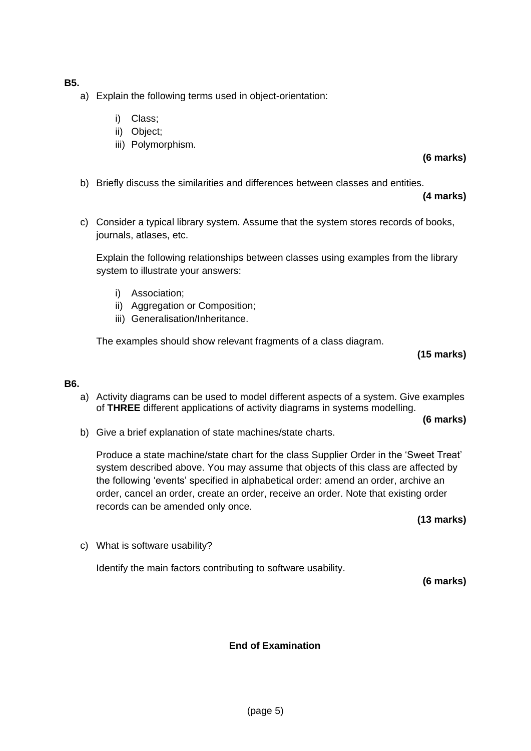**B5.**

a) Explain the following terms used in object-orientation:

i) Class;
ii) Object;
iii) Polymorphism.

**(6 marks)**

b) Briefly discuss the similarities and differences between classes and entities.

**(4 marks)**

c) Consider a typical library system. Assume that the system stores records of books, journals, atlases, etc.

Explain the following relationships between classes using examples from the library system to illustrate your answers:

i) Association;
ii) Aggregation or Composition;
iii) Generalisation/Inheritance.

The examples should show relevant fragments of a class diagram.

**(15 marks)**

**B6.**

a) Activity diagrams can be used to model different aspects of a system. Give examples of **THREE** different applications of activity diagrams in systems modelling.

**(6 marks)**

b) Give a brief explanation of state machines/state charts.

Produce a state machine/state chart for the class Supplier Order in the 'Sweet Treat' system described above. You may assume that objects of this class are affected by the following 'events' specified in alphabetical order: amend an order, archive an order, cancel an order, create an order, receive an order. Note that existing order records can be amended only once.

**(13 marks)**

c) What is software usability?

Identify the main factors contributing to software usability.

**(6 marks)**

**End of Examination**